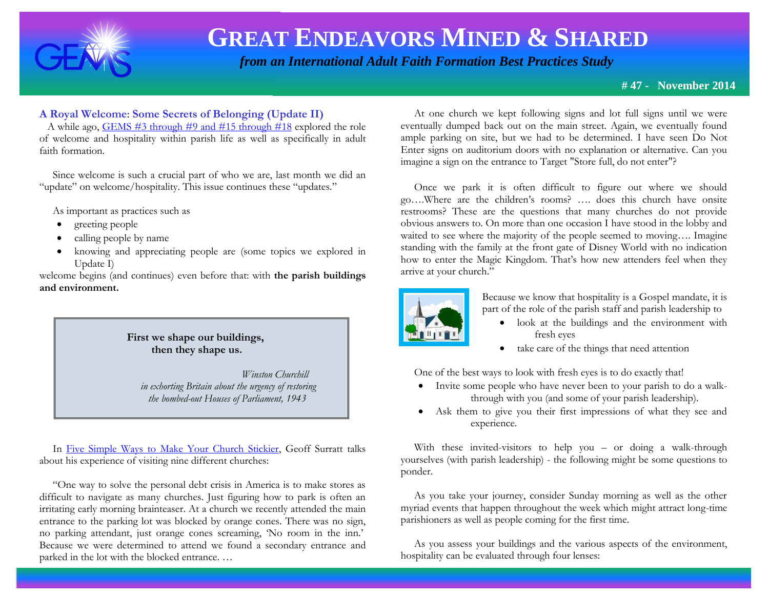# GREAT ENDEAVORS MINED & SHARED

*from an International Adult Faith Formation Best Practices Study*

**# 47 - November 2014**

## A Royal Welcome: Some Secrets of Belonging (Update II)

A while ago, GEMS #3 through #9 and #15 through #18 explored the role of welcome and hospitality within parish life as well as specifically in adult faith formation.

Since welcome is such a crucial part of who we are, last month we did an "update" on welcome/hospitality. This issue continues these "updates."

As important as practices such as

- greeting people
- calling people by name
- knowing and appreciating people are (some topics we explored in Update I)

welcome begins (and continues) even before that: with **the parish buildings and environment.**

> **First we shape our buildings, then they shape us.**
>
> *Winston Churchill*
> *in exhorting Britain about the urgency of restoring the bombed-out Houses of Parliament, 1943*

In Five Simple Ways to Make Your Church Stickier, Geoff Surratt talks about his experience of visiting nine different churches:

"One way to solve the personal debt crisis in America is to make stores as difficult to navigate as many churches. Just figuring how to park is often an irritating early morning brainteaser. At a church we recently attended the main entrance to the parking lot was blocked by orange cones. There was no sign, no parking attendant, just orange cones screaming, 'No room in the inn.' Because we were determined to attend we found a secondary entrance and parked in the lot with the blocked entrance. …

At one church we kept following signs and lot full signs until we were eventually dumped back out on the main street. Again, we eventually found ample parking on site, but we had to be determined. I have seen Do Not Enter signs on auditorium doors with no explanation or alternative. Can you imagine a sign on the entrance to Target "Store full, do not enter"?

Once we park it is often difficult to figure out where we should go….Where are the children's rooms? …. does this church have onsite restrooms? These are the questions that many churches do not provide obvious answers to. On more than one occasion I have stood in the lobby and waited to see where the majority of the people seemed to moving…. Imagine standing with the family at the front gate of Disney World with no indication how to enter the Magic Kingdom. That's how new attenders feel when they arrive at your church."

Because we know that hospitality is a Gospel mandate, it is part of the role of the parish staff and parish leadership to

- look at the buildings and the environment with fresh eyes
- take care of the things that need attention

One of the best ways to look with fresh eyes is to do exactly that!

- Invite some people who have never been to your parish to do a walk-through with you (and some of your parish leadership).
- Ask them to give you their first impressions of what they see and experience.

With these invited-visitors to help you – or doing a walk-through yourselves (with parish leadership) - the following might be some questions to ponder.

As you take your journey, consider Sunday morning as well as the other myriad events that happen throughout the week which might attract long-time parishioners as well as people coming for the first time.

As you assess your buildings and the various aspects of the environment, hospitality can be evaluated through four lenses: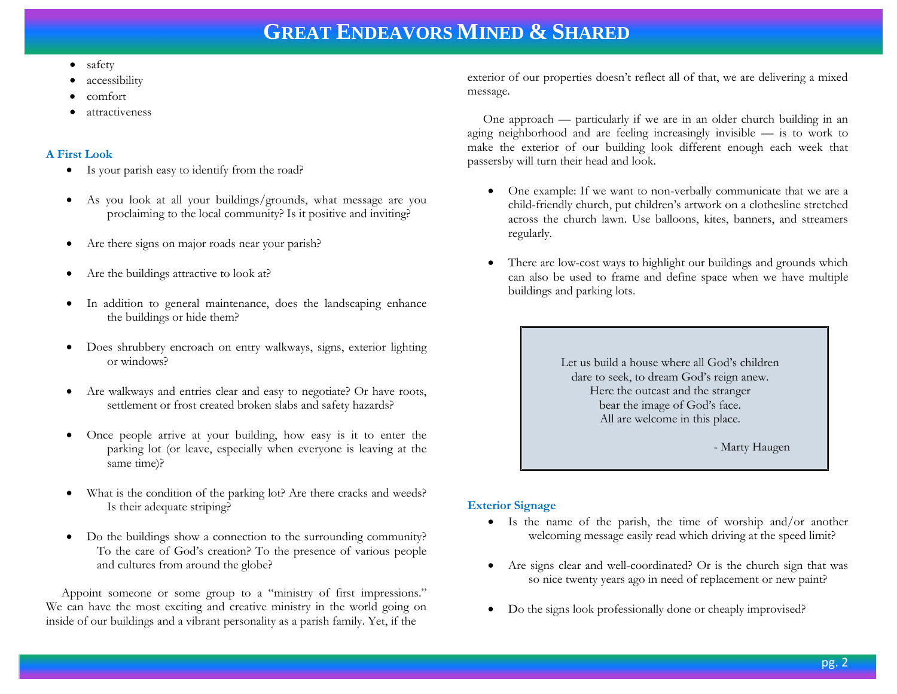- safety
- accessibility
- comfort
- attractiveness

### A First Look

- Is your parish easy to identify from the road?
- As you look at all your buildings/grounds, what message are you proclaiming to the local community? Is it positive and inviting?
- Are there signs on major roads near your parish?
- Are the buildings attractive to look at?
- In addition to general maintenance, does the landscaping enhance the buildings or hide them?
- Does shrubbery encroach on entry walkways, signs, exterior lighting or windows?
- Are walkways and entries clear and easy to negotiate? Or have roots, settlement or frost created broken slabs and safety hazards?
- Once people arrive at your building, how easy is it to enter the parking lot (or leave, especially when everyone is leaving at the same time)?
- What is the condition of the parking lot? Are there cracks and weeds? Is their adequate striping?
- Do the buildings show a connection to the surrounding community? To the care of God's creation? To the presence of various people and cultures from around the globe?

Appoint someone or some group to a "ministry of first impressions." We can have the most exciting and creative ministry in the world going on inside of our buildings and a vibrant personality as a parish family. Yet, if the exterior of our properties doesn't reflect all of that, we are delivering a mixed message.

One approach — particularly if we are in an older church building in an aging neighborhood and are feeling increasingly invisible — is to work to make the exterior of our building look different enough each week that passersby will turn their head and look.

- One example: If we want to non-verbally communicate that we are a child-friendly church, put children's artwork on a clothesline stretched across the church lawn. Use balloons, kites, banners, and streamers regularly.
- There are low-cost ways to highlight our buildings and grounds which can also be used to frame and define space when we have multiple buildings and parking lots.

> Let us build a house where all God's children
> dare to seek, to dream God's reign anew.
> Here the outcast and the stranger
> bear the image of God's face.
> All are welcome in this place.
>
> \- Marty Haugen

### Exterior Signage

- Is the name of the parish, the time of worship and/or another welcoming message easily read which driving at the speed limit?
- Are signs clear and well-coordinated? Or is the church sign that was so nice twenty years ago in need of replacement or new paint?
- Do the signs look professionally done or cheaply improvised?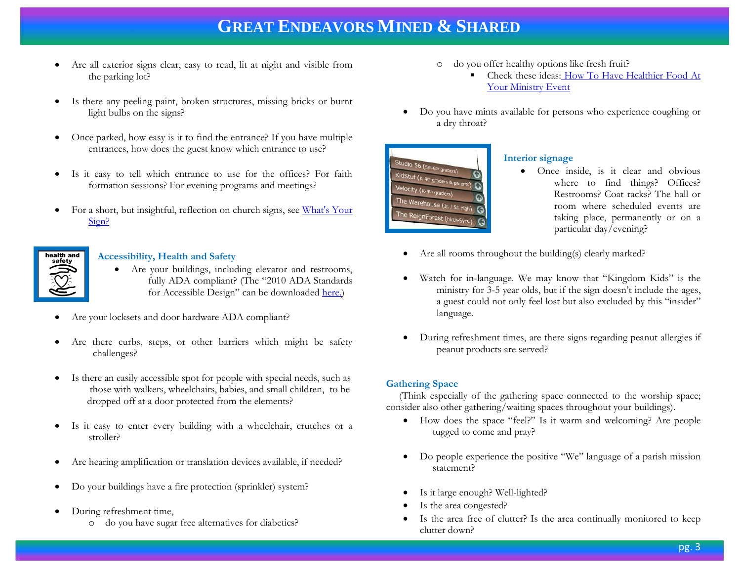- Are all exterior signs clear, easy to read, lit at night and visible from the parking lot?

- Is there any peeling paint, broken structures, missing bricks or burnt light bulbs on the signs?

- Once parked, how easy is it to find the entrance? If you have multiple entrances, how does the guest know which entrance to use?

- Is it easy to tell which entrance to use for the offices? For faith formation sessions? For evening programs and meetings?

- For a short, but insightful, reflection on church signs, see [What's Your Sign?]()

### Accessibility, Health and Safety

- Are your buildings, including elevator and restrooms, fully ADA compliant? (The "2010 ADA Standards for Accessible Design" can be downloaded [here.]())

- Are your locksets and door hardware ADA compliant?

- Are there curbs, steps, or other barriers which might be safety challenges?

- Is there an easily accessible spot for people with special needs, such as those with walkers, wheelchairs, babies, and small children, to be dropped off at a door protected from the elements?

- Is it easy to enter every building with a wheelchair, crutches or a stroller?

- Are hearing amplification or translation devices available, if needed?

- Do your buildings have a fire protection (sprinkler) system?

- During refreshment time,
  - do you have sugar free alternatives for diabetics?
  - do you offer healthy options like fresh fruit?
    - Check these ideas: [How To Have Healthier Food At Your Ministry Event]()

- Do you have mints available for persons who experience coughing or a dry throat?

### Interior signage

- Once inside, is it clear and obvious where to find things? Offices? Restrooms? Coat racks? The hall or room where scheduled events are taking place, permanently or on a particular day/evening?

- Are all rooms throughout the building(s) clearly marked?

- Watch for in-language. We may know that "Kingdom Kids" is the ministry for 3-5 year olds, but if the sign doesn't include the ages, a guest could not only feel lost but also excluded by this "insider" language.

- During refreshment times, are there signs regarding peanut allergies if peanut products are served?

### Gathering Space

(Think especially of the gathering space connected to the worship space; consider also other gathering/waiting spaces throughout your buildings).

- How does the space "feel?" Is it warm and welcoming? Are people tugged to come and pray?

- Do people experience the positive "We" language of a parish mission statement?

- Is it large enough? Well-lighted?
- Is the area congested?
- Is the area free of clutter? Is the area continually monitored to keep clutter down?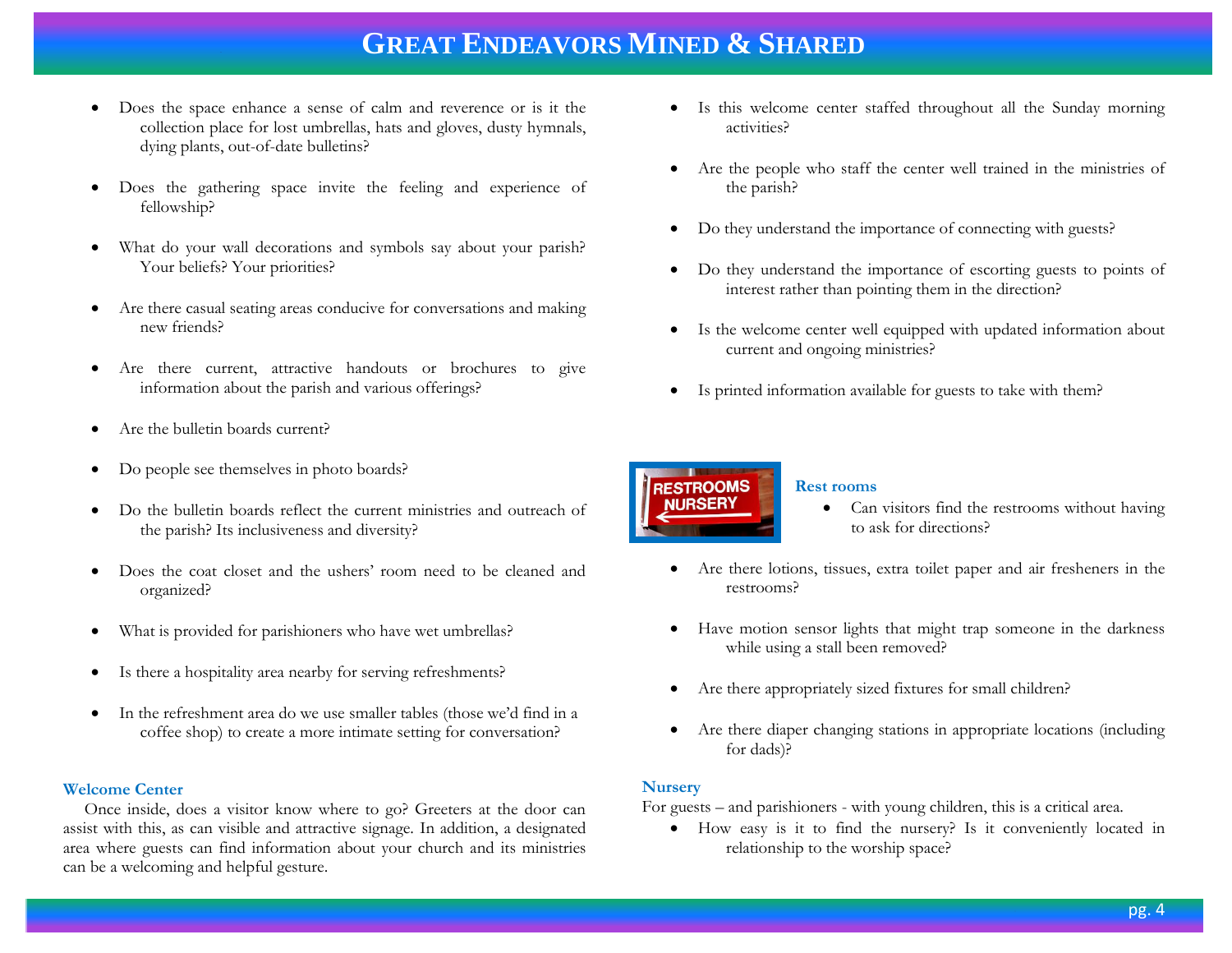- Does the space enhance a sense of calm and reverence or is it the collection place for lost umbrellas, hats and gloves, dusty hymnals, dying plants, out-of-date bulletins?
- Does the gathering space invite the feeling and experience of fellowship?
- What do your wall decorations and symbols say about your parish? Your beliefs? Your priorities?
- Are there casual seating areas conducive for conversations and making new friends?
- Are there current, attractive handouts or brochures to give information about the parish and various offerings?
- Are the bulletin boards current?
- Do people see themselves in photo boards?
- Do the bulletin boards reflect the current ministries and outreach of the parish? Its inclusiveness and diversity?
- Does the coat closet and the ushers' room need to be cleaned and organized?
- What is provided for parishioners who have wet umbrellas?
- Is there a hospitality area nearby for serving refreshments?
- In the refreshment area do we use smaller tables (those we'd find in a coffee shop) to create a more intimate setting for conversation?

### Welcome Center

Once inside, does a visitor know where to go? Greeters at the door can assist with this, as can visible and attractive signage. In addition, a designated area where guests can find information about your church and its ministries can be a welcoming and helpful gesture.

- Is this welcome center staffed throughout all the Sunday morning activities?
- Are the people who staff the center well trained in the ministries of the parish?
- Do they understand the importance of connecting with guests?
- Do they understand the importance of escorting guests to points of interest rather than pointing them in the direction?
- Is the welcome center well equipped with updated information about current and ongoing ministries?
- Is printed information available for guests to take with them?

### Rest rooms

- Can visitors find the restrooms without having to ask for directions?
- Are there lotions, tissues, extra toilet paper and air fresheners in the restrooms?
- Have motion sensor lights that might trap someone in the darkness while using a stall been removed?
- Are there appropriately sized fixtures for small children?
- Are there diaper changing stations in appropriate locations (including for dads)?

### Nursery

For guests – and parishioners - with young children, this is a critical area.

- How easy is it to find the nursery? Is it conveniently located in relationship to the worship space?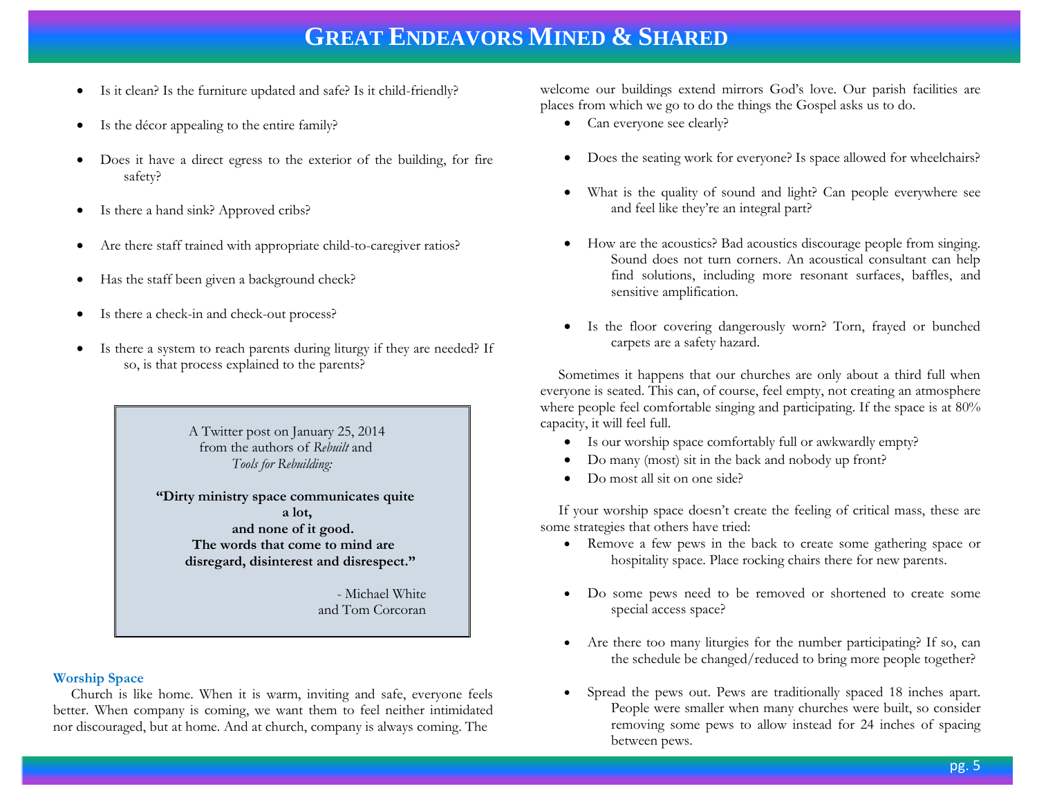- Is it clean? Is the furniture updated and safe? Is it child-friendly?
- Is the décor appealing to the entire family?
- Does it have a direct egress to the exterior of the building, for fire safety?
- Is there a hand sink? Approved cribs?
- Are there staff trained with appropriate child-to-caregiver ratios?
- Has the staff been given a background check?
- Is there a check-in and check-out process?
- Is there a system to reach parents during liturgy if they are needed? If so, is that process explained to the parents?

> A Twitter post on January 25, 2014
> from the authors of *Rebuilt* and
> *Tools for Rebuilding:*
>
> **"Dirty ministry space communicates quite a lot,
> and none of it good.
> The words that come to mind are
> disregard, disinterest and disrespect."**
>
> - Michael White
> and Tom Corcoran

### Worship Space

Church is like home. When it is warm, inviting and safe, everyone feels better. When company is coming, we want them to feel neither intimidated nor discouraged, but at home. And at church, company is always coming. The welcome our buildings extend mirrors God's love. Our parish facilities are places from which we go to do the things the Gospel asks us to do.

- Can everyone see clearly?
- Does the seating work for everyone? Is space allowed for wheelchairs?
- What is the quality of sound and light? Can people everywhere see and feel like they're an integral part?
- How are the acoustics? Bad acoustics discourage people from singing. Sound does not turn corners. An acoustical consultant can help find solutions, including more resonant surfaces, baffles, and sensitive amplification.
- Is the floor covering dangerously worn? Torn, frayed or bunched carpets are a safety hazard.

Sometimes it happens that our churches are only about a third full when everyone is seated. This can, of course, feel empty, not creating an atmosphere where people feel comfortable singing and participating. If the space is at 80% capacity, it will feel full.

- Is our worship space comfortably full or awkwardly empty?
- Do many (most) sit in the back and nobody up front?
- Do most all sit on one side?

If your worship space doesn't create the feeling of critical mass, these are some strategies that others have tried:

- Remove a few pews in the back to create some gathering space or hospitality space. Place rocking chairs there for new parents.
- Do some pews need to be removed or shortened to create some special access space?
- Are there too many liturgies for the number participating? If so, can the schedule be changed/reduced to bring more people together?
- Spread the pews out. Pews are traditionally spaced 18 inches apart. People were smaller when many churches were built, so consider removing some pews to allow instead for 24 inches of spacing between pews.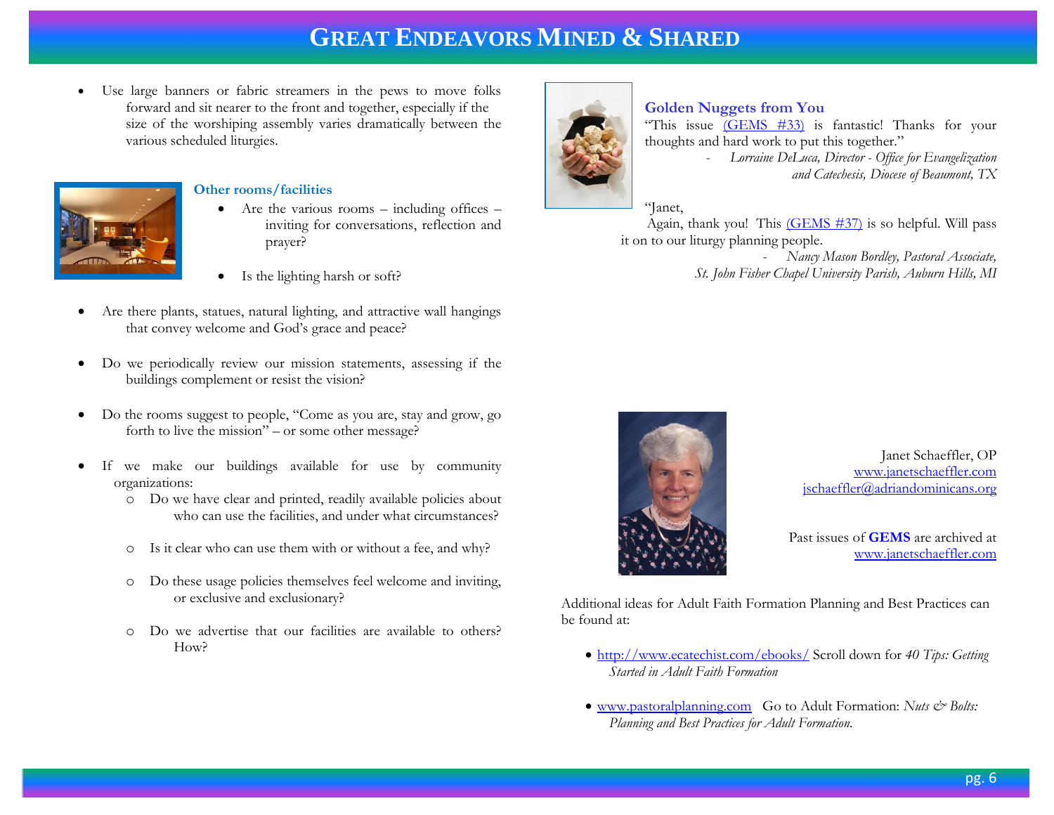- Use large banners or fabric streamers in the pews to move folks forward and sit nearer to the front and together, especially if the size of the worshiping assembly varies dramatically between the various scheduled liturgies.

### Other rooms/facilities

- Are the various rooms – including offices – inviting for conversations, reflection and prayer?
- Is the lighting harsh or soft?

- Are there plants, statues, natural lighting, and attractive wall hangings that convey welcome and God's grace and peace?
- Do we periodically review our mission statements, assessing if the buildings complement or resist the vision?
- Do the rooms suggest to people, "Come as you are, stay and grow, go forth to live the mission" – or some other message?
- If we make our buildings available for use by community organizations:
  - Do we have clear and printed, readily available policies about who can use the facilities, and under what circumstances?
  - Is it clear who can use them with or without a fee, and why?
  - Do these usage policies themselves feel welcome and inviting, or exclusive and exclusionary?
  - Do we advertise that our facilities are available to others? How?

### Golden Nuggets from You

"This issue (GEMS #33) is fantastic! Thanks for your thoughts and hard work to put this together."

- *Lorraine DeLuca, Director - Office for Evangelization and Catechesis, Diocese of Beaumont, TX*

"Janet,
Again, thank you! This (GEMS #37) is so helpful. Will pass it on to our liturgy planning people.

- *Nancy Mason Bordley, Pastoral Associate, St. John Fisher Chapel University Parish, Auburn Hills, MI*

Janet Schaeffler, OP
www.janetschaeffler.com
jschaeffler@adriandominicans.org

Past issues of **GEMS** are archived at
www.janetschaeffler.com

Additional ideas for Adult Faith Formation Planning and Best Practices can be found at:

- http://www.ecatechist.com/ebooks/ Scroll down for *40 Tips: Getting Started in Adult Faith Formation*
- www.pastoralplanning.com Go to Adult Formation: *Nuts & Bolts: Planning and Best Practices for Adult Formation.*